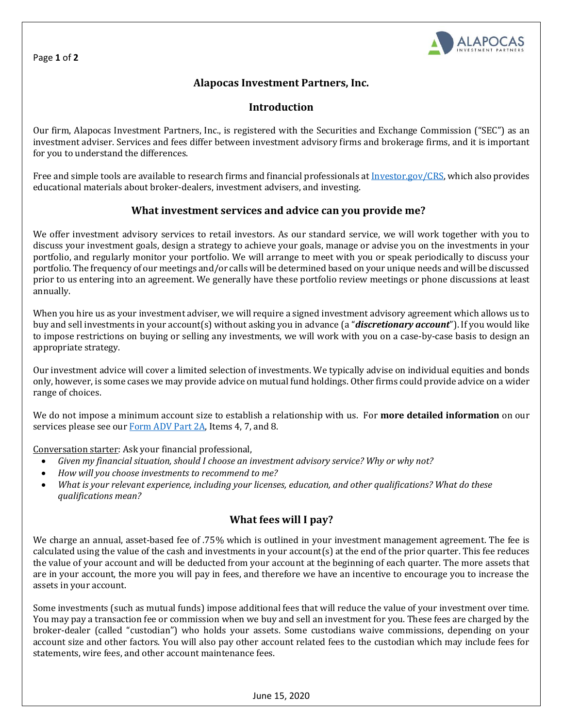# Alapocas Investment Partners, Inc.

## Introduction

Our firm, Alapocas Investment Partners, Inc., is registered with the Securities and Exchange Commission ("SEC") as an investment adviser. Services and fees differ between investment advisory firms and brokerage firms, and it is important for you to understand the differences.

Free and simple tools are available to research firms and financial professionals at [Investor.gov/CRS](Investor.gov/CRS), which also provides educational materials about broker-dealers, investment advisers, and investing.

## What investment services and advice can you provide me?

We offer investment advisory services to retail investors. As our standard service, we will work together with you to discuss your investment goals, design a strategy to achieve your goals, manage or advise you on the investments in your portfolio, and regularly monitor your portfolio. We will arrange to meet with you or speak periodically to discuss your portfolio. The frequency of our meetings and/or calls will be determined based on your unique needs and will be discussed prior to us entering into an agreement. We generally have these portfolio review meetings or phone discussions at least annually.

When you hire us as your investment adviser, we will require a signed investment advisory agreement which allows us to buy and sell investments in your account(s) without asking you in advance (a "***discretionary account***"). If you would like to impose restrictions on buying or selling any investments, we will work with you on a case-by-case basis to design an appropriate strategy.

Our investment advice will cover a limited selection of investments. We typically advise on individual equities and bonds only, however, is some cases we may provide advice on mutual fund holdings. Other firms could provide advice on a wider range of choices.

We do not impose a minimum account size to establish a relationship with us. For **more detailed information** on our services please see our Form ADV Part 2A, Items 4, 7, and 8.

Conversation starter: Ask your financial professional,

- *Given my financial situation, should I choose an investment advisory service? Why or why not?*
- *How will you choose investments to recommend to me?*
- *What is your relevant experience, including your licenses, education, and other qualifications? What do these qualifications mean?*

## What fees will I pay?

We charge an annual, asset-based fee of .75% which is outlined in your investment management agreement. The fee is calculated using the value of the cash and investments in your account(s) at the end of the prior quarter. This fee reduces the value of your account and will be deducted from your account at the beginning of each quarter. The more assets that are in your account, the more you will pay in fees, and therefore we have an incentive to encourage you to increase the assets in your account.

Some investments (such as mutual funds) impose additional fees that will reduce the value of your investment over time. You may pay a transaction fee or commission when we buy and sell an investment for you. These fees are charged by the broker-dealer (called "custodian") who holds your assets. Some custodians waive commissions, depending on your account size and other factors. You will also pay other account related fees to the custodian which may include fees for statements, wire fees, and other account maintenance fees.

June 15, 2020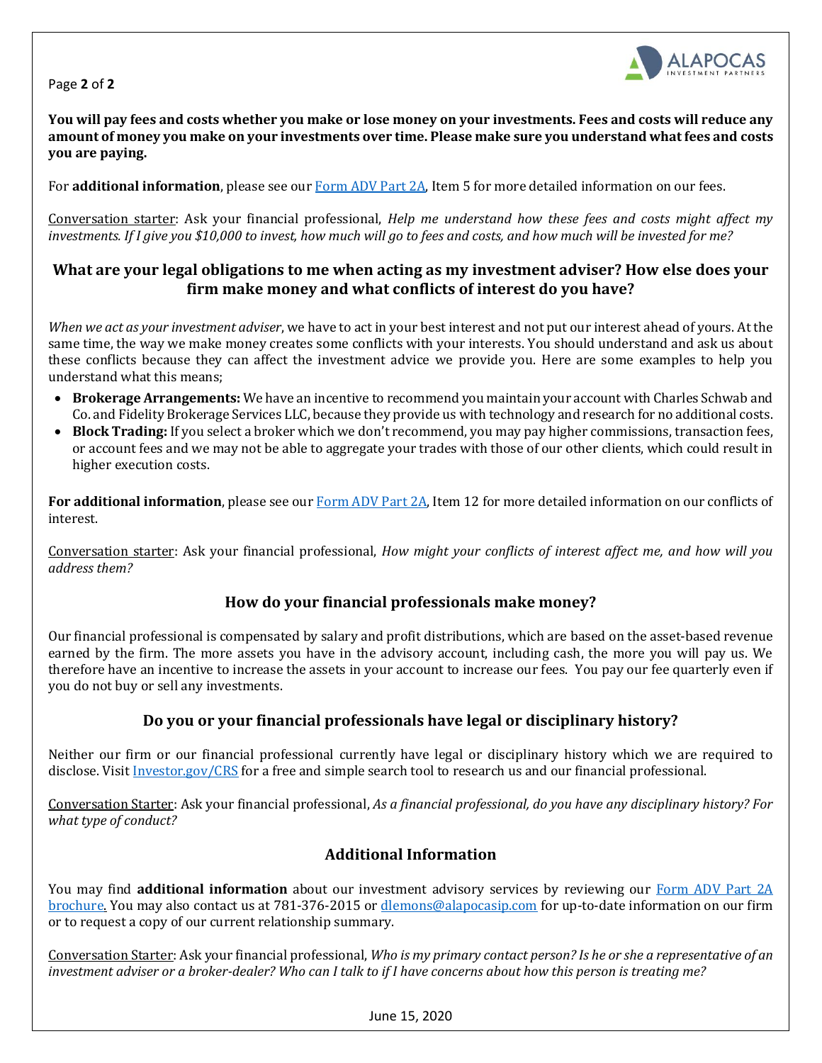**You will pay fees and costs whether you make or lose money on your investments. Fees and costs will reduce any amount of money you make on your investments over time. Please make sure you understand what fees and costs you are paying.**

For **additional information**, please see our Form ADV Part 2A, Item 5 for more detailed information on our fees.

Conversation starter: Ask your financial professional, *Help me understand how these fees and costs might affect my investments. If I give you $10,000 to invest, how much will go to fees and costs, and how much will be invested for me?*

## What are your legal obligations to me when acting as my investment adviser? How else does your firm make money and what conflicts of interest do you have?

*When we act as your investment adviser*, we have to act in your best interest and not put our interest ahead of yours. At the same time, the way we make money creates some conflicts with your interests. You should understand and ask us about these conflicts because they can affect the investment advice we provide you. Here are some examples to help you understand what this means;

- **Brokerage Arrangements:** We have an incentive to recommend you maintain your account with Charles Schwab and Co. and Fidelity Brokerage Services LLC, because they provide us with technology and research for no additional costs.
- **Block Trading:** If you select a broker which we don't recommend, you may pay higher commissions, transaction fees, or account fees and we may not be able to aggregate your trades with those of our other clients, which could result in higher execution costs.

**For additional information**, please see our Form ADV Part 2A, Item 12 for more detailed information on our conflicts of interest.

Conversation starter: Ask your financial professional, *How might your conflicts of interest affect me, and how will you address them?*

## How do your financial professionals make money?

Our financial professional is compensated by salary and profit distributions, which are based on the asset-based revenue earned by the firm. The more assets you have in the advisory account, including cash, the more you will pay us. We therefore have an incentive to increase the assets in your account to increase our fees. You pay our fee quarterly even if you do not buy or sell any investments.

## Do you or your financial professionals have legal or disciplinary history?

Neither our firm or our financial professional currently have legal or disciplinary history which we are required to disclose. Visit Investor.gov/CRS for a free and simple search tool to research us and our financial professional.

Conversation Starter: Ask your financial professional, *As a financial professional, do you have any disciplinary history? For what type of conduct?*

## Additional Information

You may find **additional information** about our investment advisory services by reviewing our Form ADV Part 2A brochure. You may also contact us at 781-376-2015 or dlemons@alapocasip.com for up-to-date information on our firm or to request a copy of our current relationship summary.

Conversation Starter: Ask your financial professional, *Who is my primary contact person? Is he or she a representative of an investment adviser or a broker-dealer? Who can I talk to if I have concerns about how this person is treating me?*

June 15, 2020